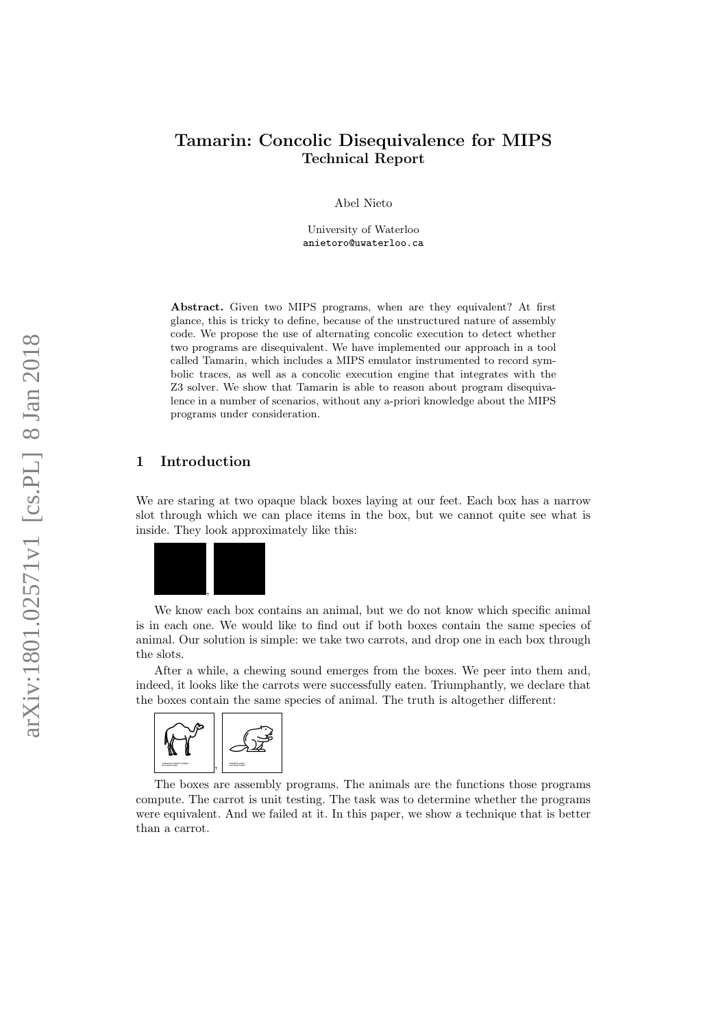# Tamarin: Concolic Disequivalence for MIPS
## Technical Report

Abel Nieto

University of Waterloo
anietoro@uwaterloo.ca

**Abstract.** Given two MIPS programs, when are they equivalent? At first glance, this is tricky to define, because of the unstructured nature of assembly code. We propose the use of alternating concolic execution to detect whether two programs are disequivalent. We have implemented our approach in a tool called Tamarin, which includes a MIPS emulator instrumented to record symbolic traces, as well as a concolic execution engine that integrates with the Z3 solver. We show that Tamarin is able to reason about program disequivalence in a number of scenarios, without any a-priori knowledge about the MIPS programs under consideration.

## 1 Introduction

We are staring at two opaque black boxes laying at our feet. Each box has a narrow slot through which we can place items in the box, but we cannot quite see what is inside. They look approximately like this:

,

We know each box contains an animal, but we do not know which specific animal is in each one. We would like to find out if both boxes contain the same species of animal. Our solution is simple: we take two carrots, and drop one in each box through the slots.

After a while, a chewing sound emerges from the boxes. We peer into them and, indeed, it looks like the carrots were successfully eaten. Triumphantly, we declare that the boxes contain the same species of animal. The truth is altogether different:

,

The boxes are assembly programs. The animals are the functions those programs compute. The carrot is unit testing. The task was to determine whether the programs were equivalent. And we failed at it. In this paper, we show a technique that is better than a carrot.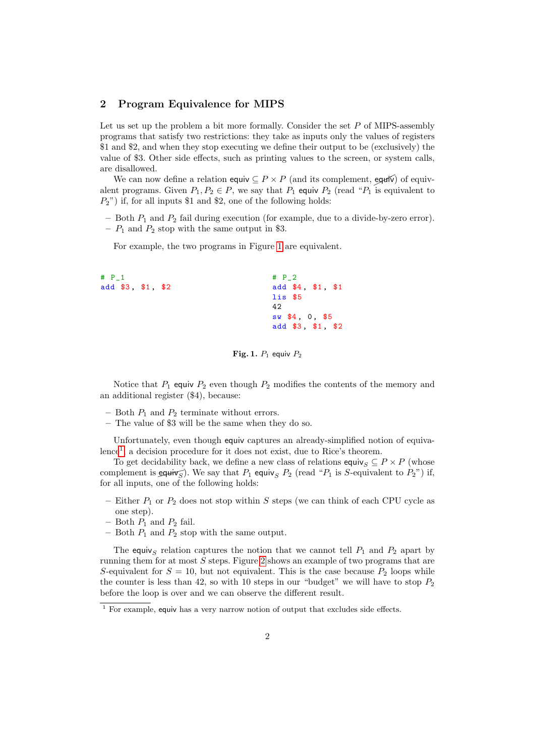## 2 Program Equivalence for MIPS

Let us set up the problem a bit more formally. Consider the set $P$ of MIPS-assembly programs that satisfy two restrictions: they take as inputs only the values of registers \$1 and \$2, and when they stop executing we define their output to be (exclusively) the value of \$3. Other side effects, such as printing values to the screen, or system calls, are disallowed.

We can now define a relation $\mathsf{equiv} \subseteq P \times P$ (and its complement, $\not\mathsf{equiv}$) of equivalent programs. Given $P_1, P_2 \in P$, we say that $P_1$ $\mathsf{equiv}$ $P_2$ (read "$P_1$ is equivalent to $P_2$") if, for all inputs \$1 and \$2, one of the following holds:

- Both $P_1$ and $P_2$ fail during execution (for example, due to a divide-by-zero error).
- $P_1$ and $P_2$ stop with the same output in \$3.

For example, the two programs in Figure 1 are equivalent.

```
# P_1
add $3, $1, $2
```

```
# P_2
add $4, $1, $1
lis $5
42
sw $4, 0, $5
add $3, $1, $2
```

**Fig. 1.** $P_1$ $\mathsf{equiv}$ $P_2$

Notice that $P_1$ $\mathsf{equiv}$ $P_2$ even though $P_2$ modifies the contents of the memory and an additional register (\$4), because:

- Both $P_1$ and $P_2$ terminate without errors.
- The value of \$3 will be the same when they do so.

Unfortunately, even though $\mathsf{equiv}$ captures an already-simplified notion of equivalence[1], a decision procedure for it does not exist, due to Rice's theorem.

To get decidability back, we define a new class of relations $\mathsf{equiv}_S \subseteq P \times P$ (whose complement is $\not\mathsf{equiv}_S$). We say that $P_1$ $\mathsf{equiv}_S$ $P_2$ (read "$P_1$ is $S$-equivalent to $P_2$") if, for all inputs, one of the following holds:

- Either $P_1$ or $P_2$ does not stop within $S$ steps (we can think of each CPU cycle as one step).
- Both $P_1$ and $P_2$ fail.
- Both $P_1$ and $P_2$ stop with the same output.

The $\mathsf{equiv}_S$ relation captures the notion that we cannot tell $P_1$ and $P_2$ apart by running them for at most $S$ steps. Figure 2 shows an example of two programs that are $S$-equivalent for $S = 10$, but not equivalent. This is the case because $P_2$ loops while the counter is less than 42, so with 10 steps in our "budget" we will have to stop $P_2$ before the loop is over and we can observe the different result.

[1] For example, $\mathsf{equiv}$ has a very narrow notion of output that excludes side effects.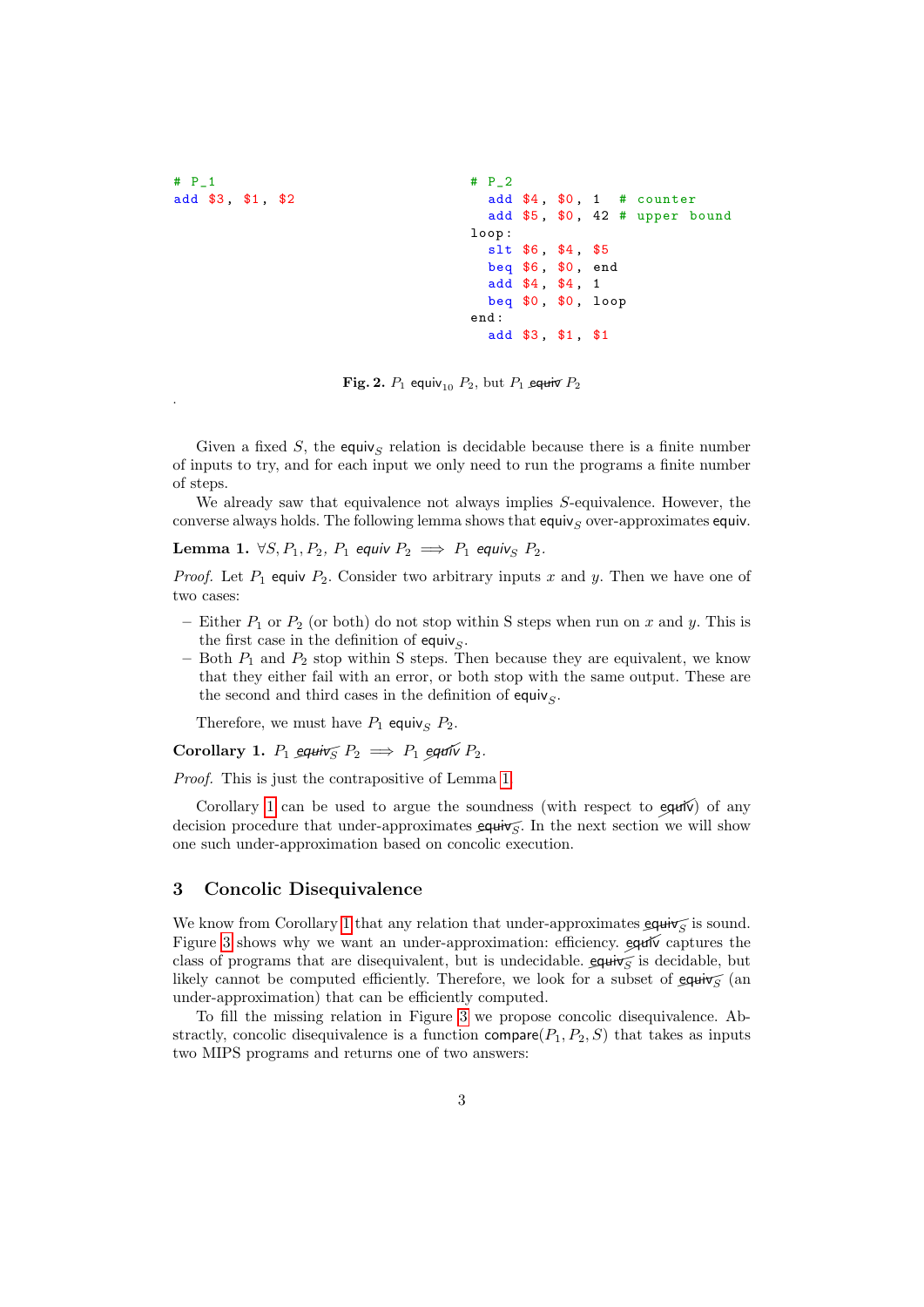```
# P_1
add $3, $1, $2
```

```
# P_2
  add $4, $0, 1   # counter
  add $5, $0, 42  # upper bound
loop:
  slt $6, $4, $5
  beq $6, $0, end
  add $4, $4, 1
  beq $0, $0, loop
end:
  add $3, $1, $1
```

**Fig. 2.** $P_1$ $\mathsf{equiv}_{10}$ $P_2$, but $P_1$ $\not\mathsf{equiv}$ $P_2$

.

Given a fixed $S$, the $\mathsf{equiv}_S$ relation is decidable because there is a finite number of inputs to try, and for each input we only need to run the programs a finite number of steps.

We already saw that equivalence not always implies $S$-equivalence. However, the converse always holds. The following lemma shows that $\mathsf{equiv}_S$ over-approximates $\mathsf{equiv}$.

**Lemma 1.** *$\forall S, P_1, P_2,\ P_1$ equiv $P_2 \implies P_1$ equiv$_S$ $P_2$.*

*Proof.* Let $P_1$ $\mathsf{equiv}$ $P_2$. Consider two arbitrary inputs $x$ and $y$. Then we have one of two cases:

- Either $P_1$ or $P_2$ (or both) do not stop within S steps when run on $x$ and $y$. This is the first case in the definition of $\mathsf{equiv}_S$.
- Both $P_1$ and $P_2$ stop within S steps. Then because they are equivalent, we know that they either fail with an error, or both stop with the same output. These are the second and third cases in the definition of $\mathsf{equiv}_S$.

Therefore, we must have $P_1$ $\mathsf{equiv}_S$ $P_2$.

**Corollary 1.** *$P_1$ $\not\mathsf{equiv}_S$ $P_2 \implies P_1$ $\not\mathsf{equiv}$ $P_2$.*

*Proof.* This is just the contrapositive of Lemma 1.

Corollary 1 can be used to argue the soundness (with respect to $\not\mathsf{equiv}$) of any decision procedure that under-approximates $\not\mathsf{equiv}_S$. In the next section we will show one such under-approximation based on concolic execution.

## 3 Concolic Disequivalence

We know from Corollary 1 that any relation that under-approximates $\not\mathsf{equiv}_S$ is sound. Figure 3 shows why we want an under-approximation: efficiency. $\not\mathsf{equiv}$ captures the class of programs that are disequivalent, but is undecidable. $\not\mathsf{equiv}_S$ is decidable, but likely cannot be computed efficiently. Therefore, we look for a subset of $\not\mathsf{equiv}_S$ (an under-approximation) that can be efficiently computed.

To fill the missing relation in Figure 3 we propose concolic disequivalence. Abstractly, concolic disequivalence is a function $\mathsf{compare}(P_1, P_2, S)$ that takes as inputs two MIPS programs and returns one of two answers: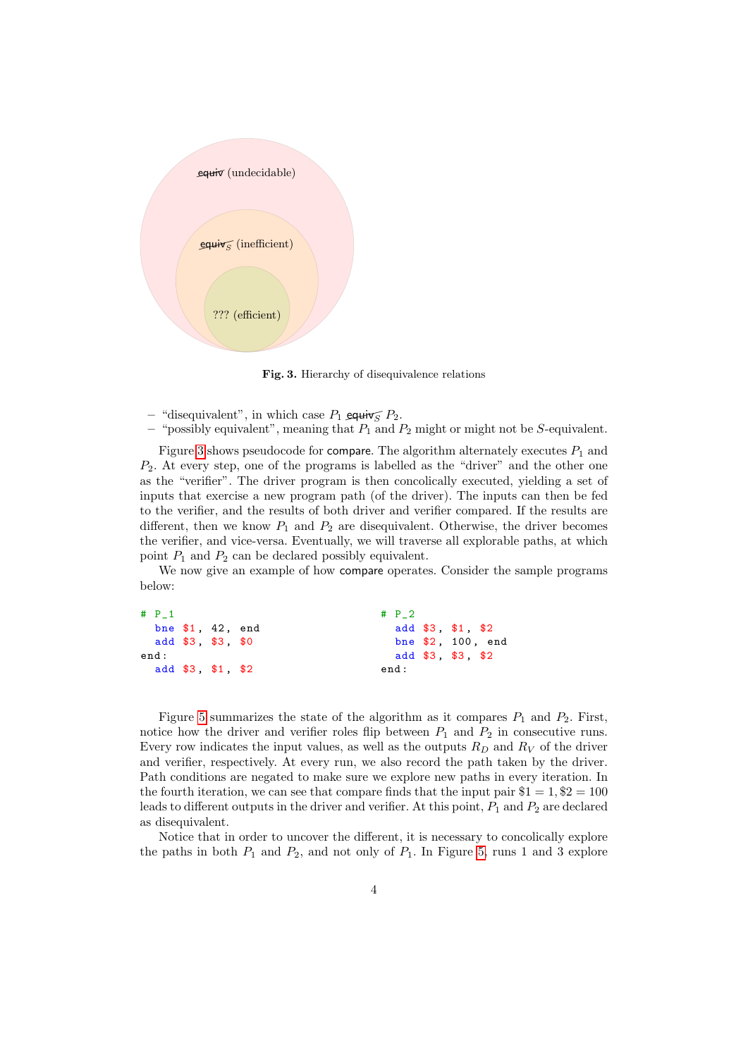$\not\text{equiv}$ (undecidable)

$\not\text{equiv}_S$ (inefficient)

??? (efficient)

**Fig. 3.** Hierarchy of disequivalence relations

- "disequivalent", in which case $P_1 \not\text{equiv}_S P_2$.
- "possibly equivalent", meaning that $P_1$ and $P_2$ might or might not be $S$-equivalent.

Figure 3 shows pseudocode for compare. The algorithm alternately executes $P_1$ and $P_2$. At every step, one of the programs is labelled as the "driver" and the other one as the "verifier". The driver program is then concolically executed, yielding a set of inputs that exercise a new program path (of the driver). The inputs can then be fed to the verifier, and the results of both driver and verifier compared. If the results are different, then we know $P_1$ and $P_2$ are disequivalent. Otherwise, the driver becomes the verifier, and vice-versa. Eventually, we will traverse all explorable paths, at which point $P_1$ and $P_2$ can be declared possibly equivalent.

We now give an example of how compare operates. Consider the sample programs below:

```
# P_1
  bne $1, 42, end
  add $3, $3, $0
end:
  add $3, $1, $2
```

```
# P_2
  add $3, $1, $2
  bne $2, 100, end
  add $3, $3, $2
end:
```

Figure 5 summarizes the state of the algorithm as it compares $P_1$ and $P_2$. First, notice how the driver and verifier roles flip between $P_1$ and $P_2$ in consecutive runs. Every row indicates the input values, as well as the outputs $R_D$ and $R_V$ of the driver and verifier, respectively. At every run, we also record the path taken by the driver. Path conditions are negated to make sure we explore new paths in every iteration. In the fourth iteration, we can see that compare finds that the input pair $\$1 = 1, \$2 = 100$ leads to different outputs in the driver and verifier. At this point, $P_1$ and $P_2$ are declared as disequivalent.

Notice that in order to uncover the different, it is necessary to concolically explore the paths in both $P_1$ and $P_2$, and not only of $P_1$. In Figure 5, runs 1 and 3 explore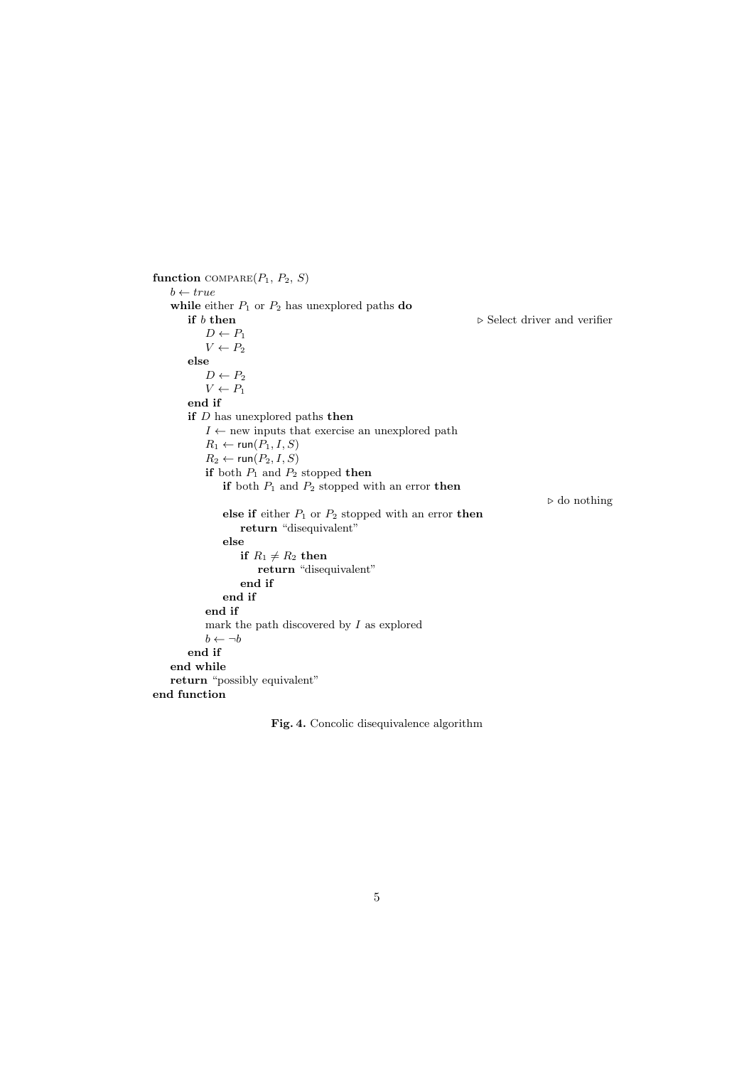```
function COMPARE(P1, P2, S)
    b ← true
    while either P1 or P2 has unexplored paths do
        if b then                                              ▷ Select driver and verifier
            D ← P1
            V ← P2
        else
            D ← P2
            V ← P1
        end if
        if D has unexplored paths then
            I ← new inputs that exercise an unexplored path
            R1 ← run(P1, I, S)
            R2 ← run(P2, I, S)
            if both P1 and P2 stopped then
                if both P1 and P2 stopped with an error then
                                                               ▷ do nothing
                else if either P1 or P2 stopped with an error then
                    return "disequivalent"
                else
                    if R1 ≠ R2 then
                        return "disequivalent"
                    end if
                end if
            end if
            mark the path discovered by I as explored
            b ← ¬b
        end if
    end while
    return "possibly equivalent"
end function
```

**Fig. 4.** Concolic disequivalence algorithm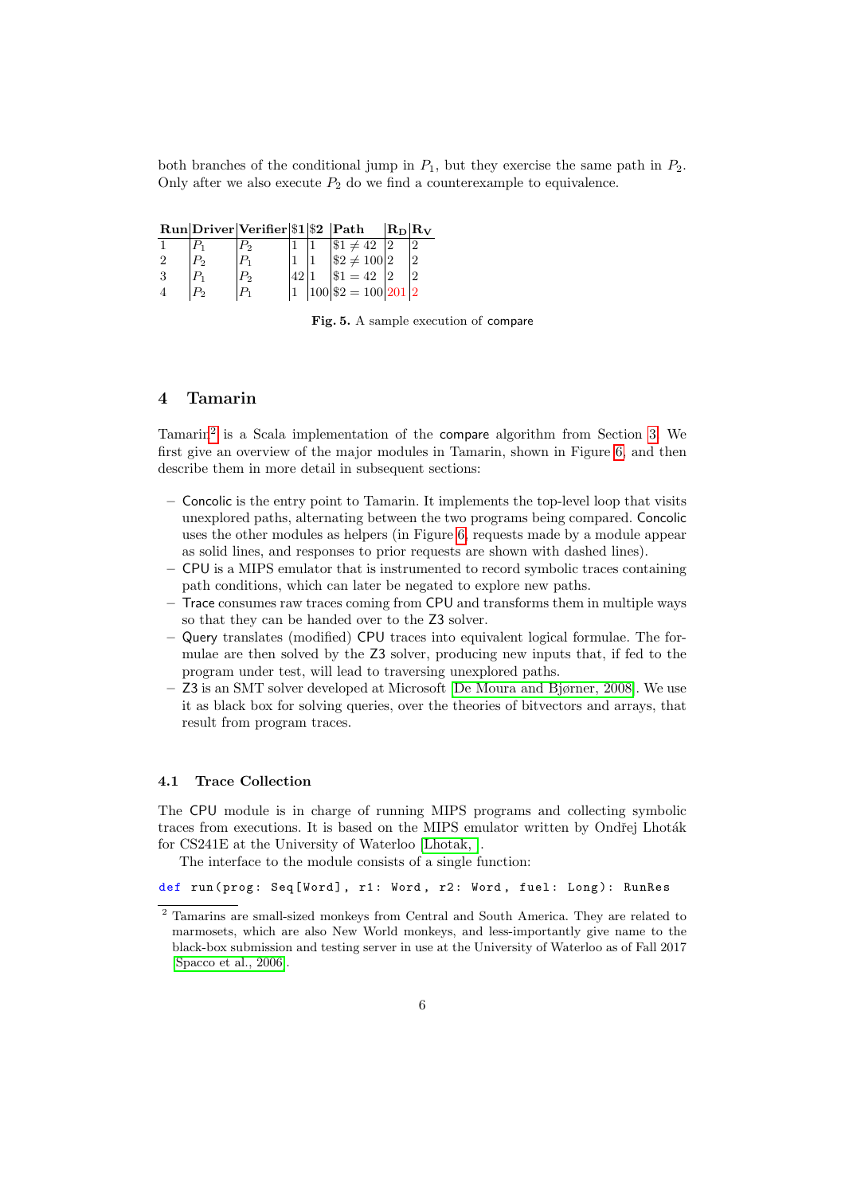both branches of the conditional jump in $P_1$, but they exercise the same path in $P_2$. Only after we also execute $P_2$ do we find a counterexample to equivalence.

| Run | Driver | Verifier | \$1 | \$2 | Path | $R_D$ | $R_V$ |
|---|---|---|---|---|---|---|---|
| 1 | $P_1$ | $P_2$ | 1 | 1 | $\$1 \neq 42$ | 2 | 2 |
| 2 | $P_2$ | $P_1$ | 1 | 1 | $\$2 \neq 100$ | 2 | 2 |
| 3 | $P_1$ | $P_2$ | 42 | 1 | $\$1 = 42$ | 2 | 2 |
| 4 | $P_2$ | $P_1$ | 1 | 100 | $\$2 = 100$ | 201 | 2 |

**Fig. 5.** A sample execution of compare

## 4 Tamarin

Tamarin[2] is a Scala implementation of the compare algorithm from Section 3. We first give an overview of the major modules in Tamarin, shown in Figure 6, and then describe them in more detail in subsequent sections:

- Concolic is the entry point to Tamarin. It implements the top-level loop that visits unexplored paths, alternating between the two programs being compared. Concolic uses the other modules as helpers (in Figure 6, requests made by a module appear as solid lines, and responses to prior requests are shown with dashed lines).
- CPU is a MIPS emulator that is instrumented to record symbolic traces containing path conditions, which can later be negated to explore new paths.
- Trace consumes raw traces coming from CPU and transforms them in multiple ways so that they can be handed over to the Z3 solver.
- Query translates (modified) CPU traces into equivalent logical formulae. The formulae are then solved by the Z3 solver, producing new inputs that, if fed to the program under test, will lead to traversing unexplored paths.
- Z3 is an SMT solver developed at Microsoft [De Moura and Bjørner, 2008]. We use it as black box for solving queries, over the theories of bitvectors and arrays, that result from program traces.

### 4.1 Trace Collection

The CPU module is in charge of running MIPS programs and collecting symbolic traces from executions. It is based on the MIPS emulator written by Ondřej Lhoták for CS241E at the University of Waterloo [Lhotak, ].

The interface to the module consists of a single function:

```
def run(prog: Seq[Word], r1: Word, r2: Word, fuel: Long): RunRes
```

[2] Tamarins are small-sized monkeys from Central and South America. They are related to marmosets, which are also New World monkeys, and less-importantly give name to the black-box submission and testing server in use at the University of Waterloo as of Fall 2017 [Spacco et al., 2006].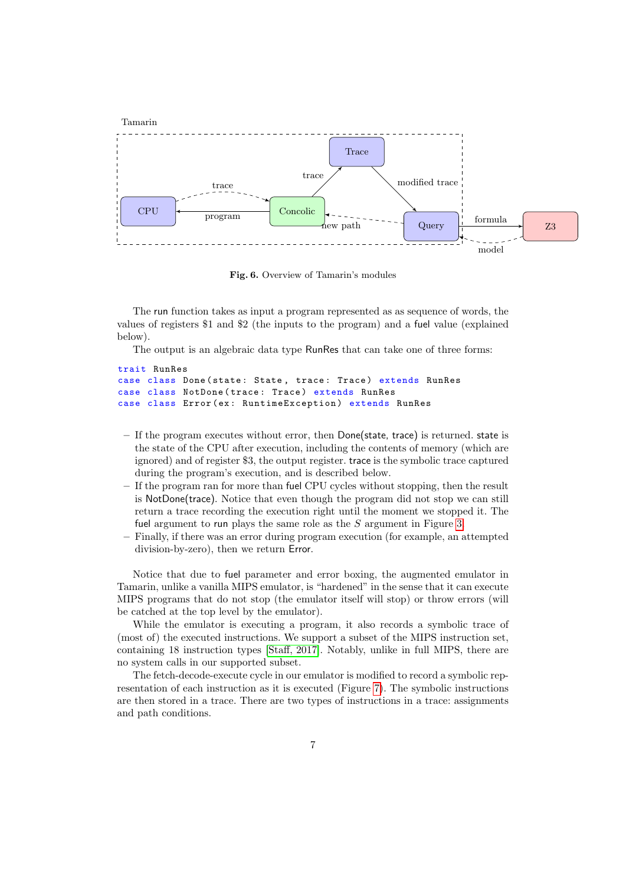Tamarin

Fig. 6. Overview of Tamarin's modules

The run function takes as input a program represented as as sequence of words, the values of registers \$1 and \$2 (the inputs to the program) and a fuel value (explained below).

The output is an algebraic data type RunRes that can take one of three forms:

```
trait RunRes
case class Done(state: State, trace: Trace) extends RunRes
case class NotDone(trace: Trace) extends RunRes
case class Error(ex: RuntimeException) extends RunRes
```

- If the program executes without error, then Done(state, trace) is returned. state is the state of the CPU after execution, including the contents of memory (which are ignored) and of register \$3, the output register. trace is the symbolic trace captured during the program's execution, and is described below.
- If the program ran for more than fuel CPU cycles without stopping, then the result is NotDone(trace). Notice that even though the program did not stop we can still return a trace recording the execution right until the moment we stopped it. The fuel argument to run plays the same role as the $S$ argument in Figure 3.
- Finally, if there was an error during program execution (for example, an attempted division-by-zero), then we return Error.

Notice that due to fuel parameter and error boxing, the augmented emulator in Tamarin, unlike a vanilla MIPS emulator, is "hardened" in the sense that it can execute MIPS programs that do not stop (the emulator itself will stop) or throw errors (will be catched at the top level by the emulator).

While the emulator is executing a program, it also records a symbolic trace of (most of) the executed instructions. We support a subset of the MIPS instruction set, containing 18 instruction types [Staff, 2017]. Notably, unlike in full MIPS, there are no system calls in our supported subset.

The fetch-decode-execute cycle in our emulator is modified to record a symbolic representation of each instruction as it is executed (Figure 7). The symbolic instructions are then stored in a trace. There are two types of instructions in a trace: assignments and path conditions.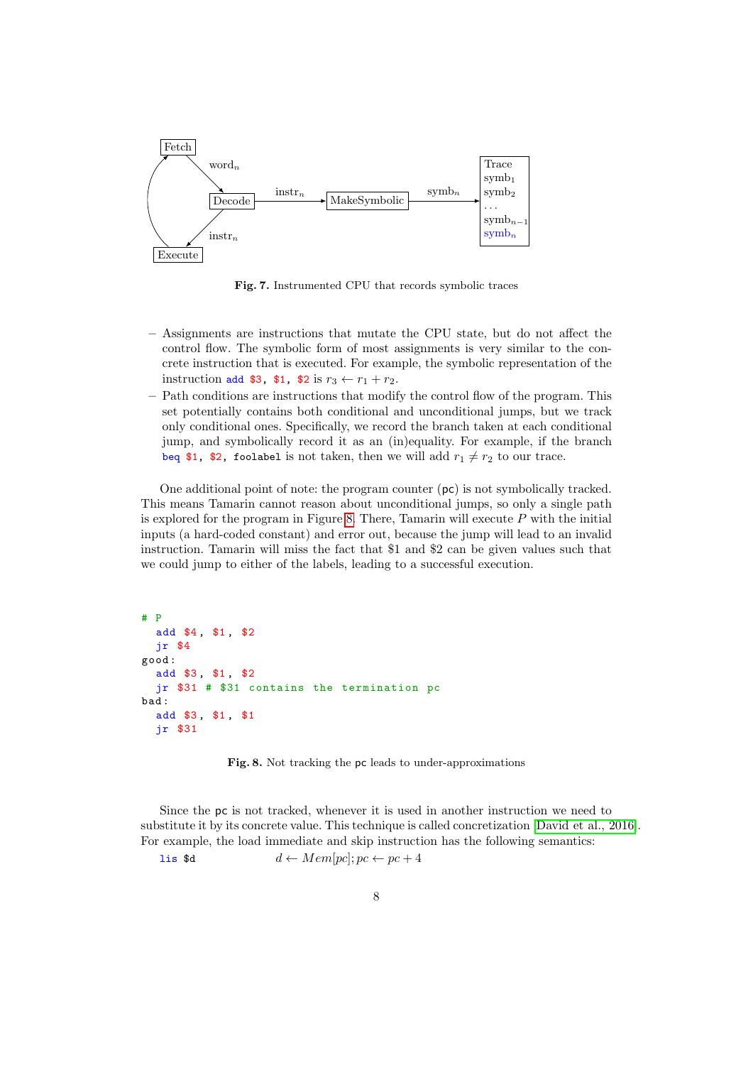Fetch

word$_n$

Decode

instr$_n$

MakeSymbolic

symb$_n$

Trace
symb$_1$
symb$_2$
...
symb$_{n-1}$
symb$_n$

instr$_n$

Execute

**Fig. 7.** Instrumented CPU that records symbolic traces

- Assignments are instructions that mutate the CPU state, but do not affect the control flow. The symbolic form of most assignments is very similar to the concrete instruction that is executed. For example, the symbolic representation of the instruction `add $3, $1, $2` is $r_3 \leftarrow r_1 + r_2$.
- Path conditions are instructions that modify the control flow of the program. This set potentially contains both conditional and unconditional jumps, but we track only conditional ones. Specifically, we record the branch taken at each conditional jump, and symbolically record it as an (in)equality. For example, if the branch `beq $1, $2, foolabel` is not taken, then we will add $r_1 \neq r_2$ to our trace.

One additional point of note: the program counter (`pc`) is not symbolically tracked. This means Tamarin cannot reason about unconditional jumps, so only a single path is explored for the program in Figure 8. There, Tamarin will execute $P$ with the initial inputs (a hard-coded constant) and error out, because the jump will lead to an invalid instruction. Tamarin will miss the fact that \$1 and \$2 can be given values such that we could jump to either of the labels, leading to a successful execution.

```
# P
  add $4, $1, $2
  jr $4
good:
  add $3, $1, $2
  jr $31 # $31 contains the termination pc
bad:
  add $3, $1, $1
  jr $31
```

**Fig. 8.** Not tracking the `pc` leads to under-approximations

Since the `pc` is not tracked, whenever it is used in another instruction we need to substitute it by its concrete value. This technique is called concretization [David et al., 2016]. For example, the load immediate and skip instruction has the following semantics:

`lis $d` $\quad d \leftarrow Mem[pc]; pc \leftarrow pc + 4$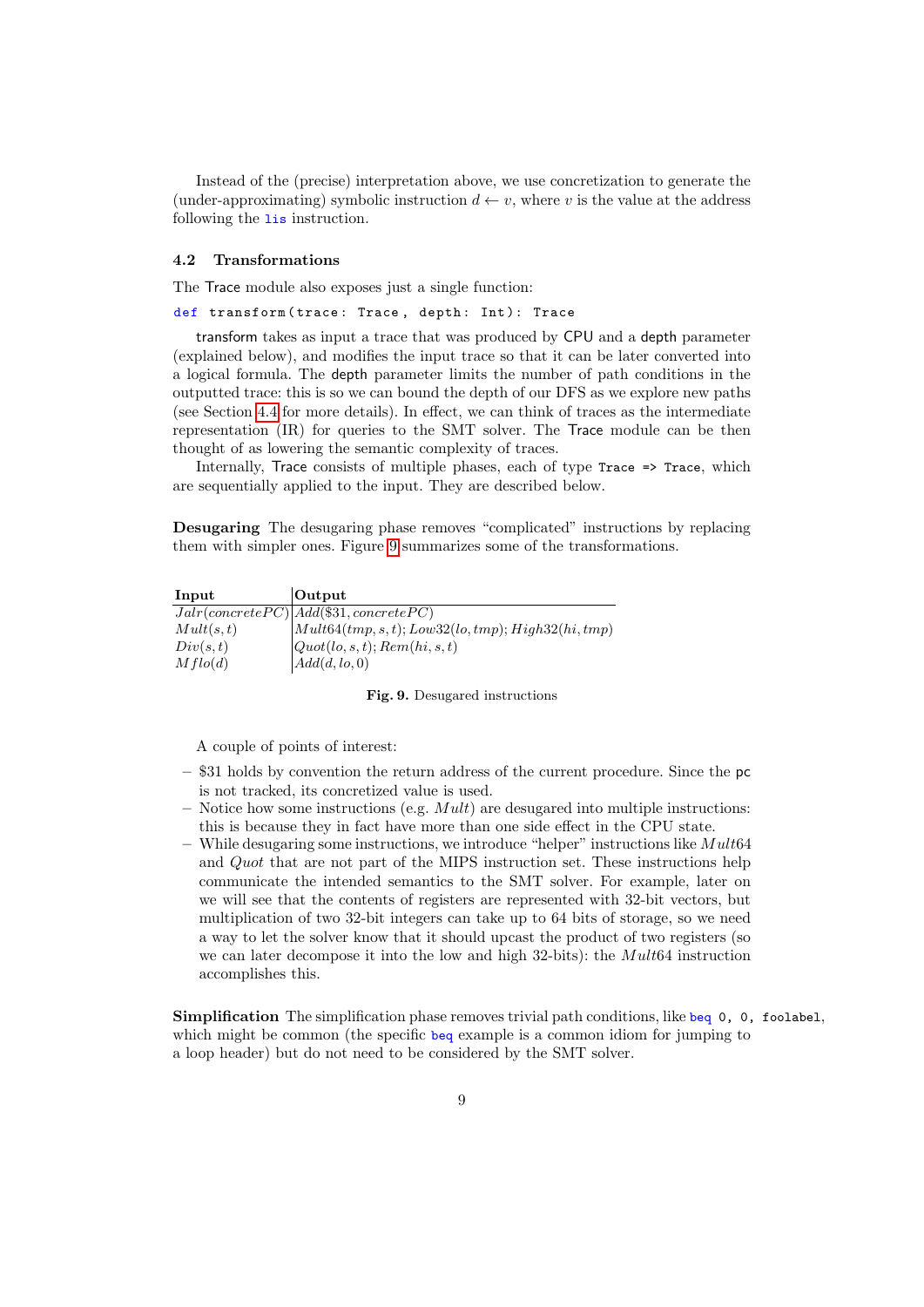Instead of the (precise) interpretation above, we use concretization to generate the (under-approximating) symbolic instruction $d \leftarrow v$, where $v$ is the value at the address following the `lis` instruction.

### 4.2 Transformations

The Trace module also exposes just a single function:

```
def transform(trace: Trace, depth: Int): Trace
```

transform takes as input a trace that was produced by CPU and a depth parameter (explained below), and modifies the input trace so that it can be later converted into a logical formula. The depth parameter limits the number of path conditions in the outputted trace: this is so we can bound the depth of our DFS as we explore new paths (see Section 4.4 for more details). In effect, we can think of traces as the intermediate representation (IR) for queries to the SMT solver. The Trace module can be then thought of as lowering the semantic complexity of traces.

Internally, Trace consists of multiple phases, each of type `Trace => Trace`, which are sequentially applied to the input. They are described below.

**Desugaring** The desugaring phase removes "complicated" instructions by replacing them with simpler ones. Figure 9 summarizes some of the transformations.

| Input | Output |
|---|---|
| $Jalr(concretePC)$ | $Add(\$31, concretePC)$ |
| $Mult(s, t)$ | $Mult64(tmp, s, t); Low32(lo, tmp); High32(hi, tmp)$ |
| $Div(s, t)$ | $Quot(lo, s, t); Rem(hi, s, t)$ |
| $Mflo(d)$ | $Add(d, lo, 0)$ |

**Fig. 9.** Desugared instructions

A couple of points of interest:

- $31 holds by convention the return address of the current procedure. Since the pc is not tracked, its concretized value is used.
- Notice how some instructions (e.g. $Mult$) are desugared into multiple instructions: this is because they in fact have more than one side effect in the CPU state.
- While desugaring some instructions, we introduce "helper" instructions like $Mult64$ and $Quot$ that are not part of the MIPS instruction set. These instructions help communicate the intended semantics to the SMT solver. For example, later on we will see that the contents of registers are represented with 32-bit vectors, but multiplication of two 32-bit integers can take up to 64 bits of storage, so we need a way to let the solver know that it should upcast the product of two registers (so we can later decompose it into the low and high 32-bits): the $Mult64$ instruction accomplishes this.

**Simplification** The simplification phase removes trivial path conditions, like `beq 0, 0, foolabel`, which might be common (the specific `beq` example is a common idiom for jumping to a loop header) but do not need to be considered by the SMT solver.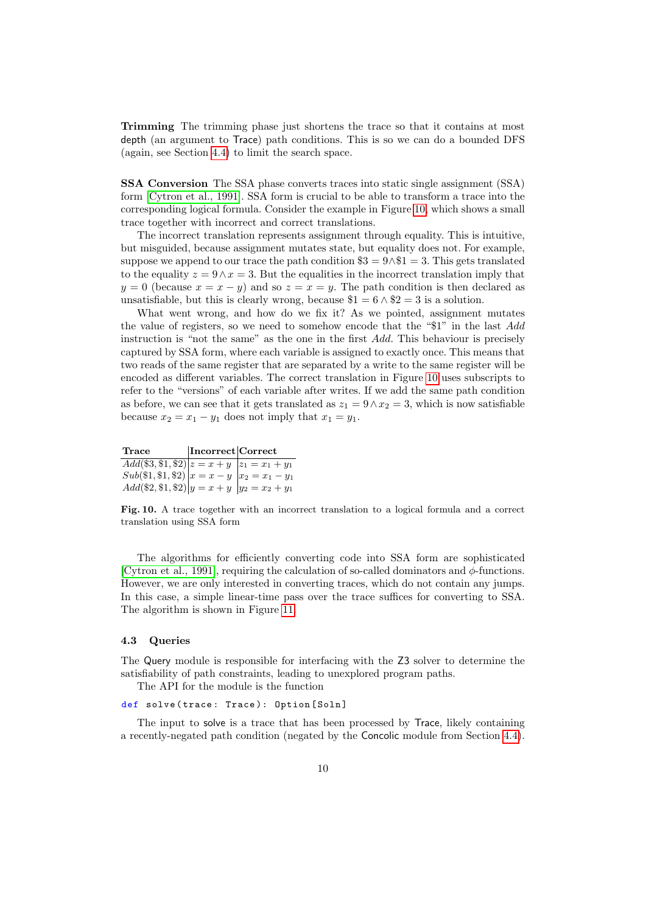**Trimming** The trimming phase just shortens the trace so that it contains at most depth (an argument to Trace) path conditions. This is so we can do a bounded DFS (again, see Section 4.4) to limit the search space.

**SSA Conversion** The SSA phase converts traces into static single assignment (SSA) form [Cytron et al., 1991]. SSA form is crucial to be able to transform a trace into the corresponding logical formula. Consider the example in Figure 10, which shows a small trace together with incorrect and correct translations.

The incorrect translation represents assignment through equality. This is intuitive, but misguided, because assignment mutates state, but equality does not. For example, suppose we append to our trace the path condition $\$3 = 9 \wedge \$1 = 3$. This gets translated to the equality $z = 9 \wedge x = 3$. But the equalities in the incorrect translation imply that $y = 0$ (because $x = x - y$) and so $z = x = y$. The path condition is then declared as unsatisfiable, but this is clearly wrong, because $\$1 = 6 \wedge \$2 = 3$ is a solution.

What went wrong, and how do we fix it? As we pointed, assignment mutates the value of registers, so we need to somehow encode that the "\$1" in the last *Add* instruction is "not the same" as the one in the first *Add*. This behaviour is precisely captured by SSA form, where each variable is assigned to exactly once. This means that two reads of the same register that are separated by a write to the same register will be encoded as different variables. The correct translation in Figure 10 uses subscripts to refer to the "versions" of each variable after writes. If we add the same path condition as before, we can see that it gets translated as $z_1 = 9 \wedge x_2 = 3$, which is now satisfiable because $x_2 = x_1 - y_1$ does not imply that $x_1 = y_1$.

| Trace | Incorrect | Correct |
|---|---|---|
| $Add(\$3, \$1, \$2)$ | $z = x + y$ | $z_1 = x_1 + y_1$ |
| $Sub(\$1, \$1, \$2)$ | $x = x - y$ | $x_2 = x_1 - y_1$ |
| $Add(\$2, \$1, \$2)$ | $y = x + y$ | $y_2 = x_2 + y_1$ |

**Fig. 10.** A trace together with an incorrect translation to a logical formula and a correct translation using SSA form

The algorithms for efficiently converting code into SSA form are sophisticated [Cytron et al., 1991], requiring the calculation of so-called dominators and $\phi$-functions. However, we are only interested in converting traces, which do not contain any jumps. In this case, a simple linear-time pass over the trace suffices for converting to SSA. The algorithm is shown in Figure 11.

### 4.3 Queries

The Query module is responsible for interfacing with the Z3 solver to determine the satisfiability of path constraints, leading to unexplored program paths.

The API for the module is the function

```
def solve(trace: Trace): Option[Soln]
```

The input to solve is a trace that has been processed by Trace, likely containing a recently-negated path condition (negated by the Concolic module from Section 4.4).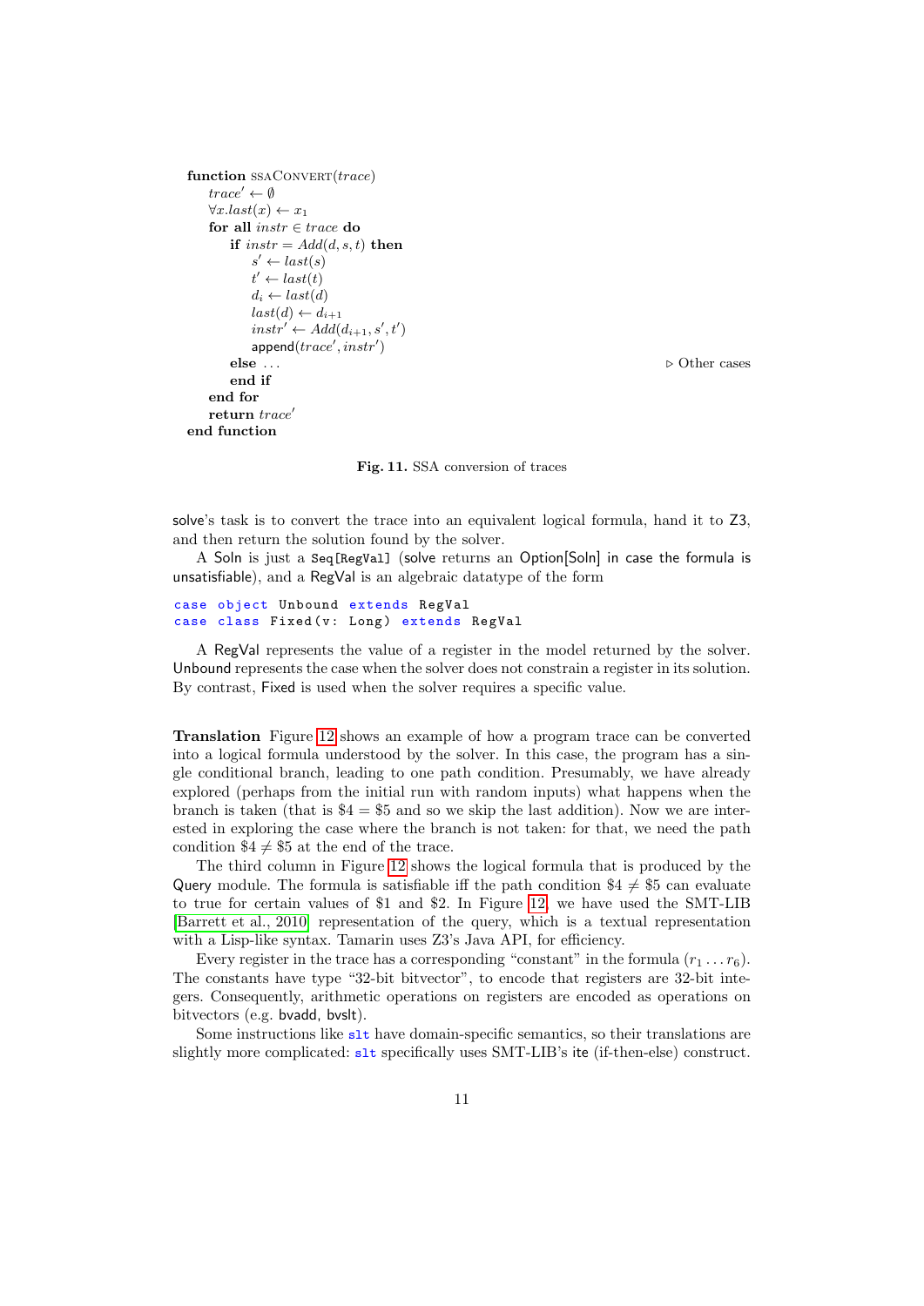```
function SSACONVERT(trace)
    trace' ← ∅
    ∀x.last(x) ← x_1
    for all instr ∈ trace do
        if instr = Add(d, s, t) then
            s' ← last(s)
            t' ← last(t)
            d_i ← last(d)
            last(d) ← d_{i+1}
            instr' ← Add(d_{i+1}, s', t')
            append(trace', instr')
        else ...                                  ▷ Other cases
        end if
    end for
    return trace'
end function
```

**Fig. 11.** SSA conversion of traces

solve's task is to convert the trace into an equivalent logical formula, hand it to Z3, and then return the solution found by the solver.

A Soln is just a `Seq[RegVal]` (solve returns an Option[Soln] in case the formula is unsatisfiable), and a RegVal is an algebraic datatype of the form

```
case object Unbound extends RegVal
case class Fixed(v: Long) extends RegVal
```

A RegVal represents the value of a register in the model returned by the solver. Unbound represents the case when the solver does not constrain a register in its solution. By contrast, Fixed is used when the solver requires a specific value.

**Translation** Figure 12 shows an example of how a program trace can be converted into a logical formula understood by the solver. In this case, the program has a single conditional branch, leading to one path condition. Presumably, we have already explored (perhaps from the initial run with random inputs) what happens when the branch is taken (that is $4 = $5 and so we skip the last addition). Now we are interested in exploring the case where the branch is not taken: for that, we need the path condition $4 ≠ $5 at the end of the trace.

The third column in Figure 12 shows the logical formula that is produced by the Query module. The formula is satisfiable iff the path condition $4 ≠ $5 can evaluate to true for certain values of $1 and $2. In Figure 12, we have used the SMT-LIB [Barrett et al., 2010] representation of the query, which is a textual representation with a Lisp-like syntax. Tamarin uses Z3's Java API, for efficiency.

Every register in the trace has a corresponding "constant" in the formula ($r_1 \dots r_6$). The constants have type "32-bit bitvector", to encode that registers are 32-bit integers. Consequently, arithmetic operations on registers are encoded as operations on bitvectors (e.g. bvadd, bvslt).

Some instructions like `slt` have domain-specific semantics, so their translations are slightly more complicated: `slt` specifically uses SMT-LIB's ite (if-then-else) construct.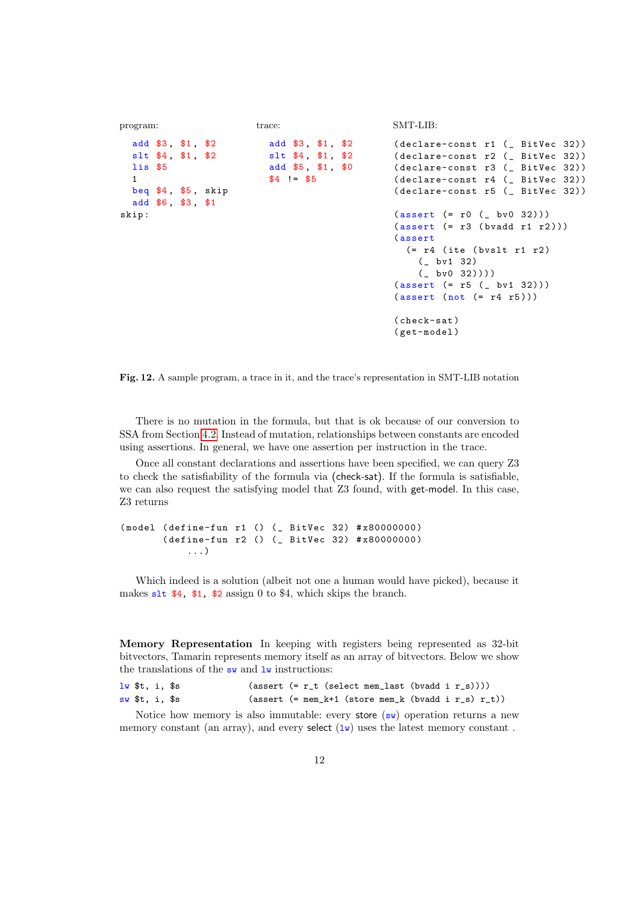program:

```
add $3, $1, $2
slt $4, $1, $2
lis $5
1
beq $4, $5, skip
add $6, $3, $1
skip:
```

trace:

```
add $3, $1, $2
slt $4, $1, $2
add $5, $1, $0
$4 != $5
```

SMT-LIB:

```
(declare-const r1 (_ BitVec 32))
(declare-const r2 (_ BitVec 32))
(declare-const r3 (_ BitVec 32))
(declare-const r4 (_ BitVec 32))
(declare-const r5 (_ BitVec 32))

(assert (= r0 (_ bv0 32)))
(assert (= r3 (bvadd r1 r2)))
(assert
  (= r4 (ite (bvslt r1 r2)
    (_ bv1 32)
    (_ bv0 32))))
(assert (= r5 (_ bv1 32)))
(assert (not (= r4 r5)))

(check-sat)
(get-model)
```

**Fig. 12.** A sample program, a trace in it, and the trace's representation in SMT-LIB notation

There is no mutation in the formula, but that is ok because of our conversion to SSA from Section 4.2. Instead of mutation, relationships between constants are encoded using assertions. In general, we have one assertion per instruction in the trace.

Once all constant declarations and assertions have been specified, we can query Z3 to check the satisfiability of the formula via (check-sat). If the formula is satisfiable, we can also request the satisfying model that Z3 found, with get-model. In this case, Z3 returns

```
(model (define-fun r1 () (_ BitVec 32) #x80000000)
       (define-fun r2 () (_ BitVec 32) #x80000000)
           ...)
```

Which indeed is a solution (albeit not one a human would have picked), because it makes `slt $4, $1, $2` assign 0 to \$4, which skips the branch.

**Memory Representation** In keeping with registers being represented as 32-bit bitvectors, Tamarin represents memory itself as an array of bitvectors. Below we show the translations of the `sw` and `lw` instructions:

```
lw $t, i, $s            (assert (= r_t (select mem_last (bvadd i r_s))))
sw $t, i, $s            (assert (= mem_k+1 (store mem_k (bvadd i r_s) r_t))
```

Notice how memory is also immutable: every store (`sw`) operation returns a new memory constant (an array), and every select (`lw`) uses the latest memory constant .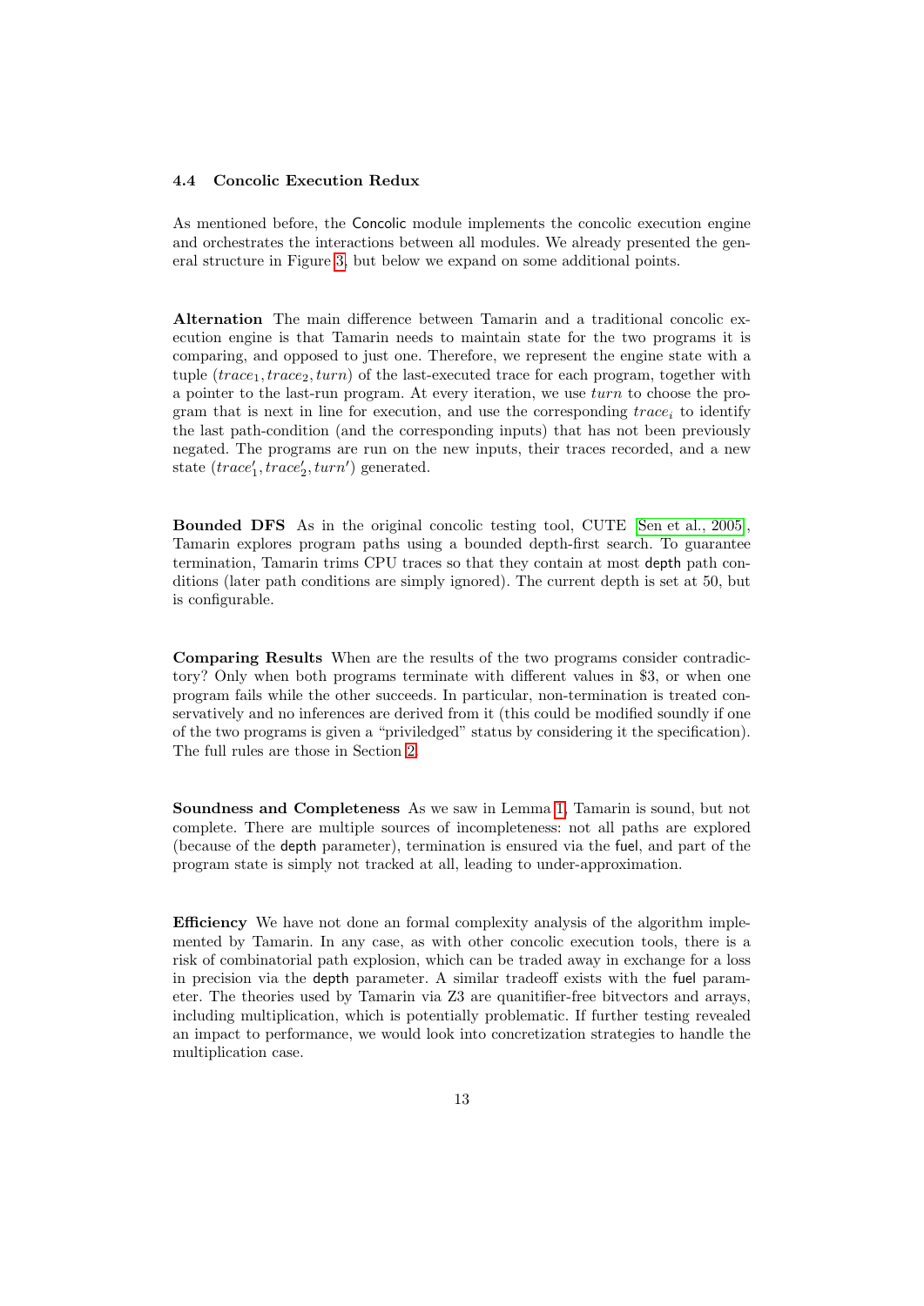### 4.4 Concolic Execution Redux

As mentioned before, the Concolic module implements the concolic execution engine and orchestrates the interactions between all modules. We already presented the general structure in Figure 3, but below we expand on some additional points.

**Alternation** The main difference between Tamarin and a traditional concolic execution engine is that Tamarin needs to maintain state for the two programs it is comparing, and opposed to just one. Therefore, we represent the engine state with a tuple $(trace_1, trace_2, turn)$ of the last-executed trace for each program, together with a pointer to the last-run program. At every iteration, we use $turn$ to choose the program that is next in line for execution, and use the corresponding $trace_i$ to identify the last path-condition (and the corresponding inputs) that has not been previously negated. The programs are run on the new inputs, their traces recorded, and a new state $(trace'_1, trace'_2, turn')$ generated.

**Bounded DFS** As in the original concolic testing tool, CUTE [Sen et al., 2005], Tamarin explores program paths using a bounded depth-first search. To guarantee termination, Tamarin trims CPU traces so that they contain at most depth path conditions (later path conditions are simply ignored). The current depth is set at 50, but is configurable.

**Comparing Results** When are the results of the two programs consider contradictory? Only when both programs terminate with different values in $3, or when one program fails while the other succeeds. In particular, non-termination is treated conservatively and no inferences are derived from it (this could be modified soundly if one of the two programs is given a "priviledged" status by considering it the specification). The full rules are those in Section 2.

**Soundness and Completeness** As we saw in Lemma 1, Tamarin is sound, but not complete. There are multiple sources of incompleteness: not all paths are explored (because of the depth parameter), termination is ensured via the fuel, and part of the program state is simply not tracked at all, leading to under-approximation.

**Efficiency** We have not done an formal complexity analysis of the algorithm implemented by Tamarin. In any case, as with other concolic execution tools, there is a risk of combinatorial path explosion, which can be traded away in exchange for a loss in precision via the depth parameter. A similar tradeoff exists with the fuel parameter. The theories used by Tamarin via Z3 are quanitifier-free bitvectors and arrays, including multiplication, which is potentially problematic. If further testing revealed an impact to performance, we would look into concretization strategies to handle the multiplication case.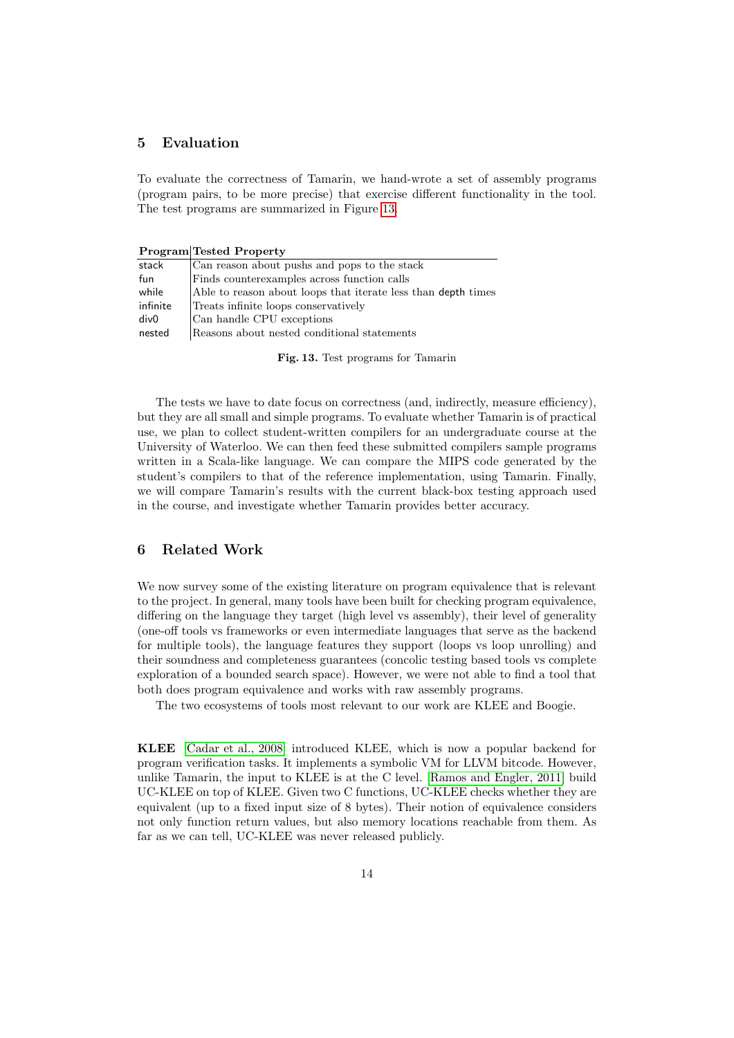## 5 Evaluation

To evaluate the correctness of Tamarin, we hand-wrote a set of assembly programs (program pairs, to be more precise) that exercise different functionality in the tool. The test programs are summarized in Figure 13.

| Program | Tested Property |
|---|---|
| stack | Can reason about pushs and pops to the stack |
| fun | Finds counterexamples across function calls |
| while | Able to reason about loops that iterate less than depth times |
| infinite | Treats infinite loops conservatively |
| div0 | Can handle CPU exceptions |
| nested | Reasons about nested conditional statements |

**Fig. 13.** Test programs for Tamarin

The tests we have to date focus on correctness (and, indirectly, measure efficiency), but they are all small and simple programs. To evaluate whether Tamarin is of practical use, we plan to collect student-written compilers for an undergraduate course at the University of Waterloo. We can then feed these submitted compilers sample programs written in a Scala-like language. We can compare the MIPS code generated by the student's compilers to that of the reference implementation, using Tamarin. Finally, we will compare Tamarin's results with the current black-box testing approach used in the course, and investigate whether Tamarin provides better accuracy.

## 6 Related Work

We now survey some of the existing literature on program equivalence that is relevant to the project. In general, many tools have been built for checking program equivalence, differing on the language they target (high level vs assembly), their level of generality (one-off tools vs frameworks or even intermediate languages that serve as the backend for multiple tools), the language features they support (loops vs loop unrolling) and their soundness and completeness guarantees (concolic testing based tools vs complete exploration of a bounded search space). However, we were not able to find a tool that both does program equivalence and works with raw assembly programs.

The two ecosystems of tools most relevant to our work are KLEE and Boogie.

**KLEE** [Cadar et al., 2008] introduced KLEE, which is now a popular backend for program verification tasks. It implements a symbolic VM for LLVM bitcode. However, unlike Tamarin, the input to KLEE is at the C level. [Ramos and Engler, 2011] build UC-KLEE on top of KLEE. Given two C functions, UC-KLEE checks whether they are equivalent (up to a fixed input size of 8 bytes). Their notion of equivalence considers not only function return values, but also memory locations reachable from them. As far as we can tell, UC-KLEE was never released publicly.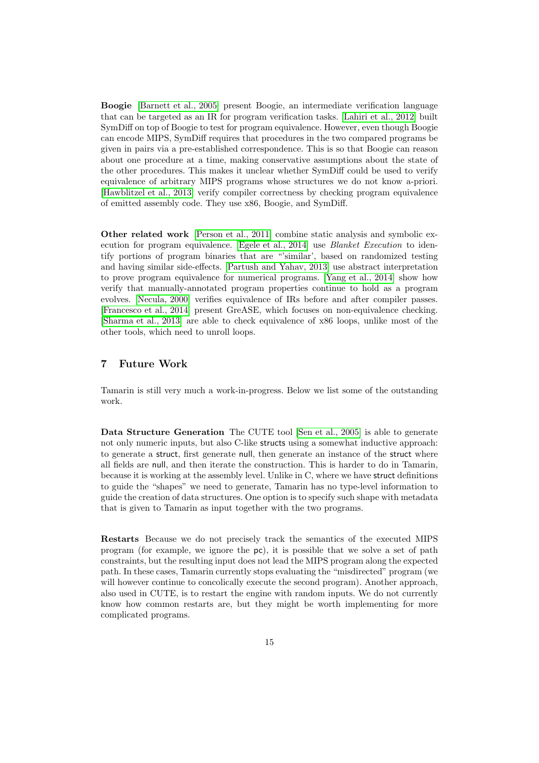**Boogie** [Barnett et al., 2005] present Boogie, an intermediate verification language that can be targeted as an IR for program verification tasks. [Lahiri et al., 2012] built SymDiff on top of Boogie to test for program equivalence. However, even though Boogie can encode MIPS, SymDiff requires that procedures in the two compared programs be given in pairs via a pre-established correspondence. This is so that Boogie can reason about one procedure at a time, making conservative assumptions about the state of the other procedures. This makes it unclear whether SymDiff could be used to verify equivalence of arbitrary MIPS programs whose structures we do not know a-priori. [Hawblitzel et al., 2013] verify compiler correctness by checking program equivalence of emitted assembly code. They use x86, Boogie, and SymDiff.

**Other related work** [Person et al., 2011] combine static analysis and symbolic execution for program equivalence. [Egele et al., 2014] use *Blanket Execution* to identify portions of program binaries that are "'similar', based on randomized testing and having similar side-effects. [Partush and Yahav, 2013] use abstract interpretation to prove program equivalence for numerical programs. [Yang et al., 2014] show how verify that manually-annotated program properties continue to hold as a program evolves. [Necula, 2000] verifies equivalence of IRs before and after compiler passes. [Francesco et al., 2014] present GreASE, which focuses on non-equivalence checking. [Sharma et al., 2013] are able to check equivalence of x86 loops, unlike most of the other tools, which need to unroll loops.

## 7 Future Work

Tamarin is still very much a work-in-progress. Below we list some of the outstanding work.

**Data Structure Generation** The CUTE tool [Sen et al., 2005] is able to generate not only numeric inputs, but also C-like structs using a somewhat inductive approach: to generate a struct, first generate null, then generate an instance of the struct where all fields are null, and then iterate the construction. This is harder to do in Tamarin, because it is working at the assembly level. Unlike in C, where we have struct definitions to guide the "shapes" we need to generate, Tamarin has no type-level information to guide the creation of data structures. One option is to specify such shape with metadata that is given to Tamarin as input together with the two programs.

**Restarts** Because we do not precisely track the semantics of the executed MIPS program (for example, we ignore the pc), it is possible that we solve a set of path constraints, but the resulting input does not lead the MIPS program along the expected path. In these cases, Tamarin currently stops evaluating the "misdirected" program (we will however continue to concolically execute the second program). Another approach, also used in CUTE, is to restart the engine with random inputs. We do not currently know how common restarts are, but they might be worth implementing for more complicated programs.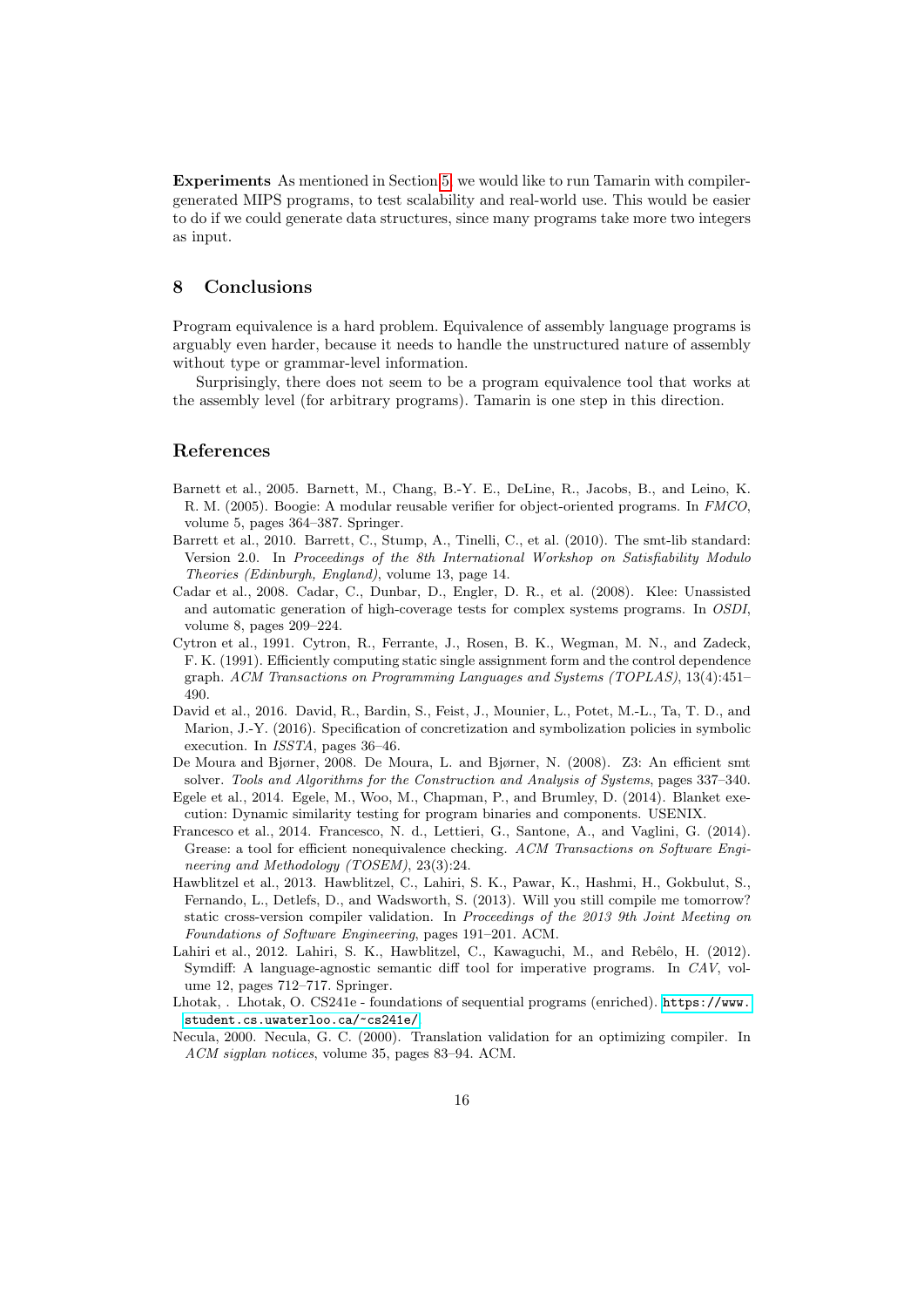**Experiments** As mentioned in Section 5, we would like to run Tamarin with compiler-generated MIPS programs, to test scalability and real-world use. This would be easier to do if we could generate data structures, since many programs take more two integers as input.

## 8 Conclusions

Program equivalence is a hard problem. Equivalence of assembly language programs is arguably even harder, because it needs to handle the unstructured nature of assembly without type or grammar-level information.

Surprisingly, there does not seem to be a program equivalence tool that works at the assembly level (for arbitrary programs). Tamarin is one step in this direction.

## References

Barnett et al., 2005. Barnett, M., Chang, B.-Y. E., DeLine, R., Jacobs, B., and Leino, K. R. M. (2005). Boogie: A modular reusable verifier for object-oriented programs. In *FMCO*, volume 5, pages 364–387. Springer.

Barrett et al., 2010. Barrett, C., Stump, A., Tinelli, C., et al. (2010). The smt-lib standard: Version 2.0. In *Proceedings of the 8th International Workshop on Satisfiability Modulo Theories (Edinburgh, England)*, volume 13, page 14.

Cadar et al., 2008. Cadar, C., Dunbar, D., Engler, D. R., et al. (2008). Klee: Unassisted and automatic generation of high-coverage tests for complex systems programs. In *OSDI*, volume 8, pages 209–224.

Cytron et al., 1991. Cytron, R., Ferrante, J., Rosen, B. K., Wegman, M. N., and Zadeck, F. K. (1991). Efficiently computing static single assignment form and the control dependence graph. *ACM Transactions on Programming Languages and Systems (TOPLAS)*, 13(4):451–490.

David et al., 2016. David, R., Bardin, S., Feist, J., Mounier, L., Potet, M.-L., Ta, T. D., and Marion, J.-Y. (2016). Specification of concretization and symbolization policies in symbolic execution. In *ISSTA*, pages 36–46.

De Moura and Bjørner, 2008. De Moura, L. and Bjørner, N. (2008). Z3: An efficient smt solver. *Tools and Algorithms for the Construction and Analysis of Systems*, pages 337–340.

Egele et al., 2014. Egele, M., Woo, M., Chapman, P., and Brumley, D. (2014). Blanket execution: Dynamic similarity testing for program binaries and components. USENIX.

Francesco et al., 2014. Francesco, N. d., Lettieri, G., Santone, A., and Vaglini, G. (2014). Grease: a tool for efficient nonequivalence checking. *ACM Transactions on Software Engineering and Methodology (TOSEM)*, 23(3):24.

Hawblitzel et al., 2013. Hawblitzel, C., Lahiri, S. K., Pawar, K., Hashmi, H., Gokbulut, S., Fernando, L., Detlefs, D., and Wadsworth, S. (2013). Will you still compile me tomorrow? static cross-version compiler validation. In *Proceedings of the 2013 9th Joint Meeting on Foundations of Software Engineering*, pages 191–201. ACM.

Lahiri et al., 2012. Lahiri, S. K., Hawblitzel, C., Kawaguchi, M., and Rebêlo, H. (2012). Symdiff: A language-agnostic semantic diff tool for imperative programs. In *CAV*, volume 12, pages 712–717. Springer.

Lhotak, . Lhotak, O. CS241e - foundations of sequential programs (enriched). https://www.student.cs.uwaterloo.ca/~cs241e/

Necula, 2000. Necula, G. C. (2000). Translation validation for an optimizing compiler. In *ACM sigplan notices*, volume 35, pages 83–94. ACM.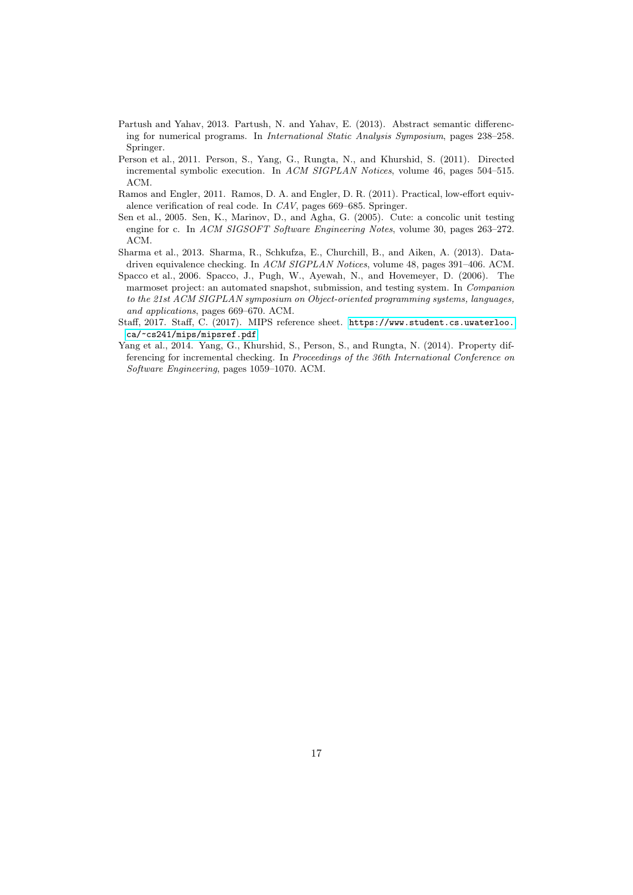Partush and Yahav, 2013. Partush, N. and Yahav, E. (2013). Abstract semantic differencing for numerical programs. In *International Static Analysis Symposium*, pages 238–258. Springer.

Person et al., 2011. Person, S., Yang, G., Rungta, N., and Khurshid, S. (2011). Directed incremental symbolic execution. In *ACM SIGPLAN Notices*, volume 46, pages 504–515. ACM.

Ramos and Engler, 2011. Ramos, D. A. and Engler, D. R. (2011). Practical, low-effort equivalence verification of real code. In *CAV*, pages 669–685. Springer.

Sen et al., 2005. Sen, K., Marinov, D., and Agha, G. (2005). Cute: a concolic unit testing engine for c. In *ACM SIGSOFT Software Engineering Notes*, volume 30, pages 263–272. ACM.

Sharma et al., 2013. Sharma, R., Schkufza, E., Churchill, B., and Aiken, A. (2013). Data-driven equivalence checking. In *ACM SIGPLAN Notices*, volume 48, pages 391–406. ACM.

Spacco et al., 2006. Spacco, J., Pugh, W., Ayewah, N., and Hovemeyer, D. (2006). The marmoset project: an automated snapshot, submission, and testing system. In *Companion to the 21st ACM SIGPLAN symposium on Object-oriented programming systems, languages, and applications*, pages 669–670. ACM.

Staff, 2017. Staff, C. (2017). MIPS reference sheet. `https://www.student.cs.uwaterloo.ca/~cs241/mips/mipsref.pdf`.

Yang et al., 2014. Yang, G., Khurshid, S., Person, S., and Rungta, N. (2014). Property differencing for incremental checking. In *Proceedings of the 36th International Conference on Software Engineering*, pages 1059–1070. ACM.